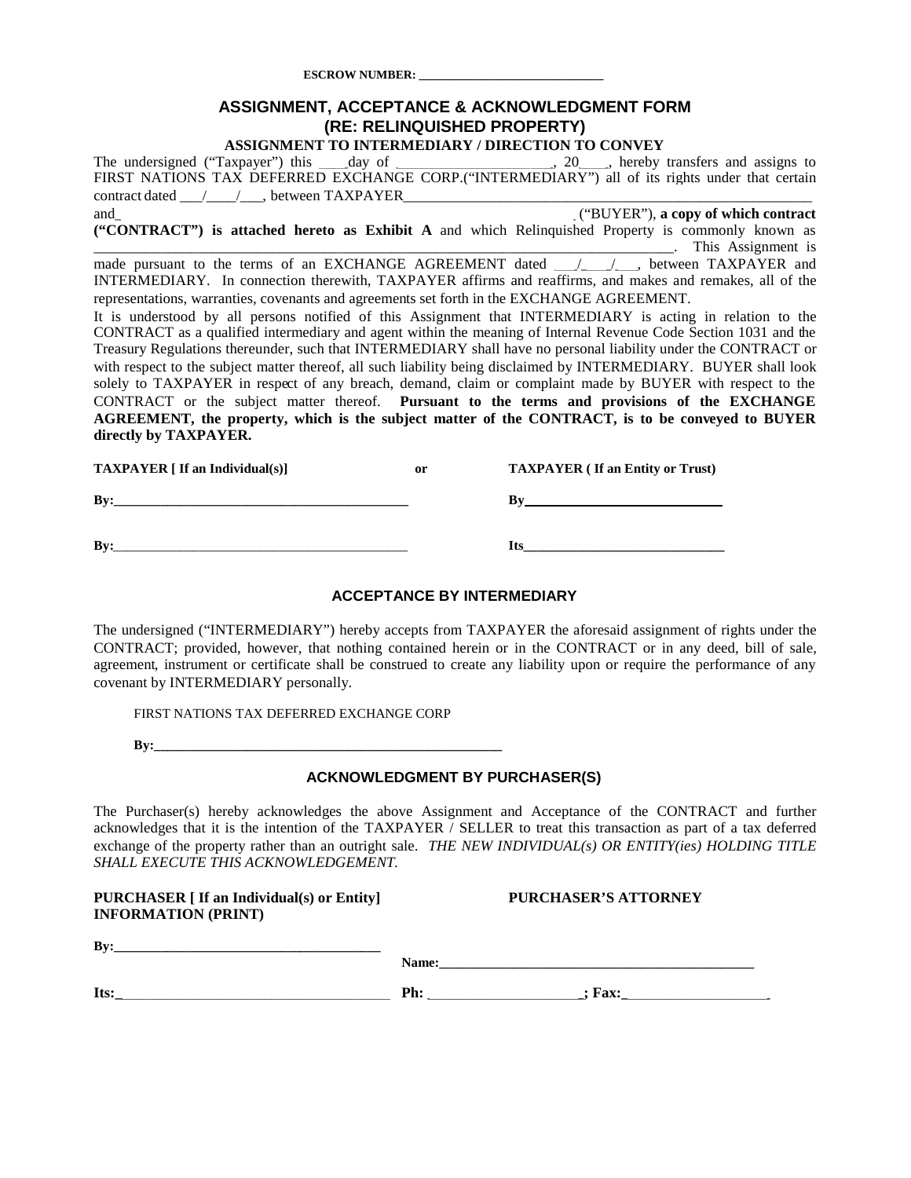**ESCROW NUMBER: _______________________________**

# ASSIGNMENT, ACCEPTANCE & ACKNOWLEDGMENT FORM (RE: RELINQUISHED PROPERTY)

## ASSIGNMENT TO INTERMEDIARY / DIRECTION TO CONVEY

The undersigned ("Taxpayer") this ____day of ______________________, 20____, hereby transfers and assigns to FIRST NATIONS TAX DEFERRED EXCHANGE CORP.("INTERMEDIARY") all of its rights under that certain contract dated ___/____/___, between TAXPAYER_____________________________________________________________ and_ _ ("BUYER"), **a copy of which contract ("CONTRACT") is attached hereto as Exhibit A** and which Relinquished Property is commonly known as _____________________________________________________________________________. This Assignment is made pursuant to the terms of an EXCHANGE AGREEMENT dated ___/___/___, between TAXPAYER and INTERMEDIARY. In connection therewith, TAXPAYER affirms and reaffirms, and makes and remakes, all of the representations, warranties, covenants and agreements set forth in the EXCHANGE AGREEMENT.

It is understood by all persons notified of this Assignment that INTERMEDIARY is acting in relation to the CONTRACT as a qualified intermediary and agent within the meaning of Internal Revenue Code Section 1031 and the Treasury Regulations thereunder, such that INTERMEDIARY shall have no personal liability under the CONTRACT or with respect to the subject matter thereof, all such liability being disclaimed by INTERMEDIARY. BUYER shall look solely to TAXPAYER in respect of any breach, demand, claim or complaint made by BUYER with respect to the CONTRACT or the subject matter thereof. **Pursuant to the terms and provisions of the EXCHANGE AGREEMENT, the property, which is the subject matter of the CONTRACT, is to be conveyed to BUYER directly by TAXPAYER.**

| **TAXPAYER [ If an Individual(s)]** | **or** | **TAXPAYER ( If an Entity or Trust)** |
|---|---|---|
| **By:**_____________________________________________ | | **By**_____________________________ |
| **By:**_____________________________________________ | | **Its**______________________________ |

## ACCEPTANCE BY INTERMEDIARY

The undersigned ("INTERMEDIARY") hereby accepts from TAXPAYER the aforesaid assignment of rights under the CONTRACT; provided, however, that nothing contained herein or in the CONTRACT or in any deed, bill of sale, agreement, instrument or certificate shall be construed to create any liability upon or require the performance of any covenant by INTERMEDIARY personally.

FIRST NATIONS TAX DEFERRED EXCHANGE CORP

**By:**_____________________________________________________

## ACKNOWLEDGMENT BY PURCHASER(S)

The Purchaser(s) hereby acknowledges the above Assignment and Acceptance of the CONTRACT and further acknowledges that it is the intention of the TAXPAYER / SELLER to treat this transaction as part of a tax deferred exchange of the property rather than an outright sale. *THE NEW INDIVIDUAL(s) OR ENTITY(ies) HOLDING TITLE SHALL EXECUTE THIS ACKNOWLEDGEMENT.*

| **PURCHASER [ If an Individual(s) or Entity] INFORMATION (PRINT)** | **PURCHASER'S ATTORNEY** |
|---|---|
| **By:**________________________________________ | **Name:**_______________________________________________ |
| **Its:**_______________________________________ | **Ph:** ____________________; **Fax:**____________________ |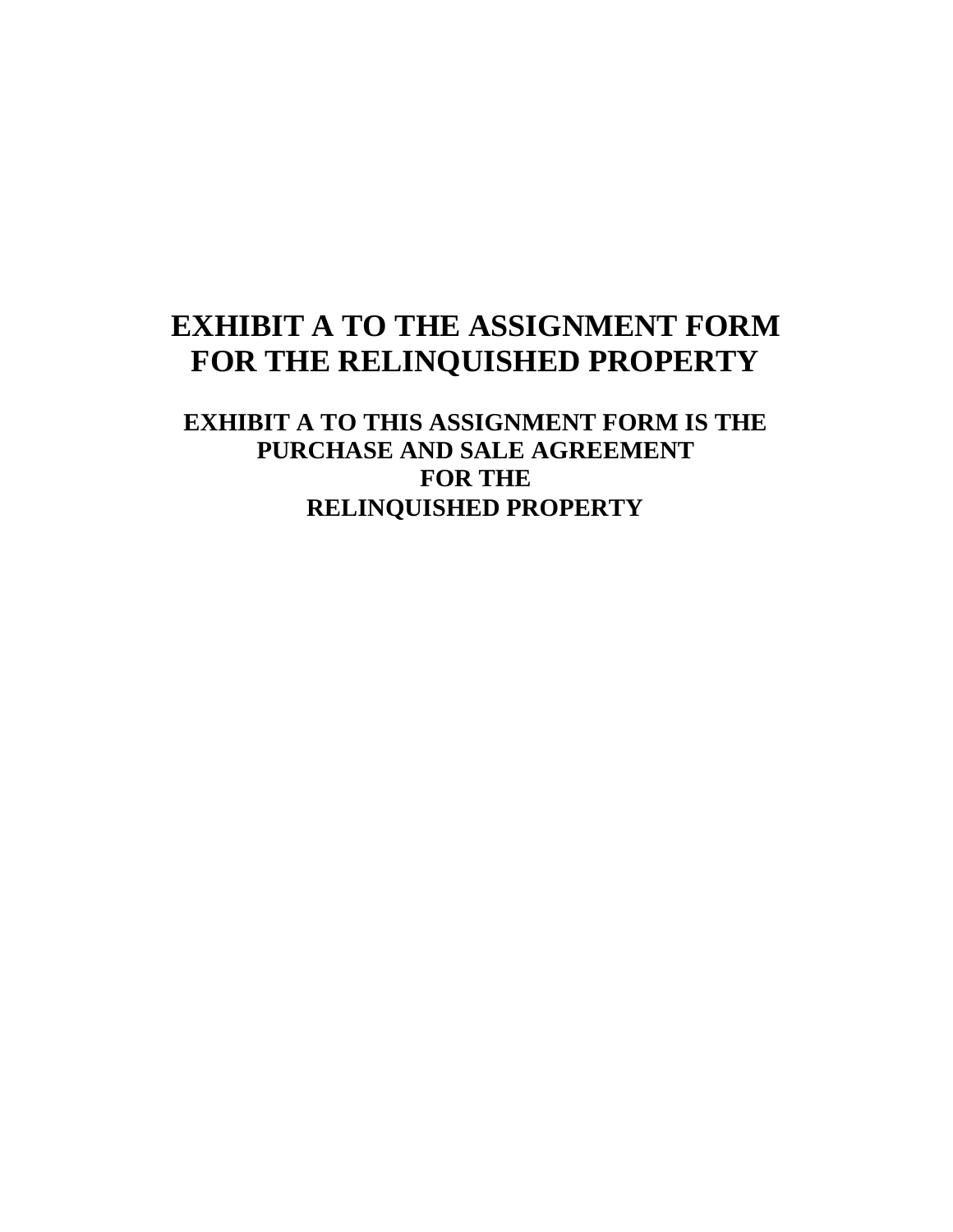# EXHIBIT A TO THE ASSIGNMENT FORM FOR THE RELINQUISHED PROPERTY

**EXHIBIT A TO THIS ASSIGNMENT FORM IS THE PURCHASE AND SALE AGREEMENT FOR THE RELINQUISHED PROPERTY**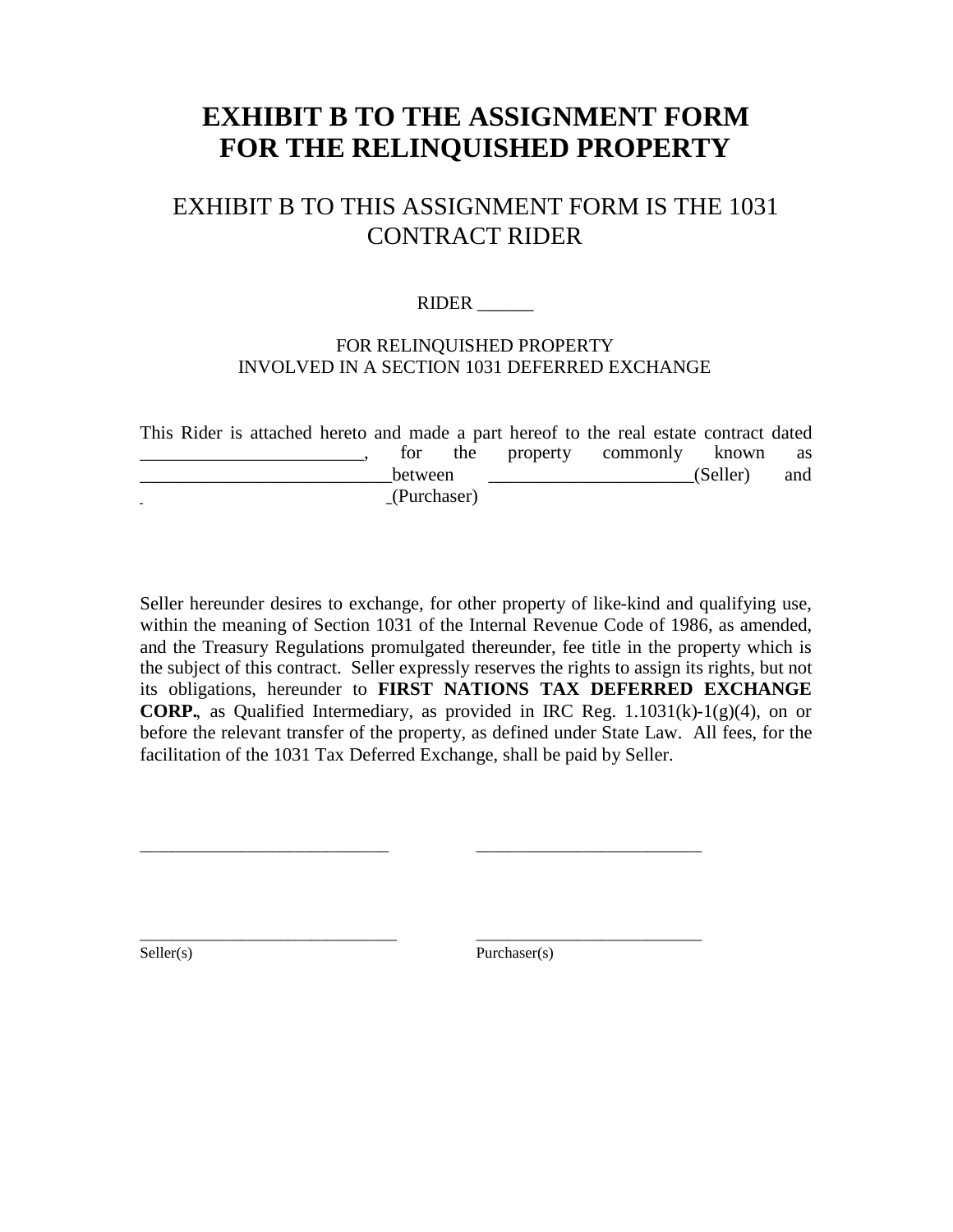# EXHIBIT B TO THE ASSIGNMENT FORM FOR THE RELINQUISHED PROPERTY

## EXHIBIT B TO THIS ASSIGNMENT FORM IS THE 1031 CONTRACT RIDER

RIDER ______

FOR RELINQUISHED PROPERTY
INVOLVED IN A SECTION 1031 DEFERRED EXCHANGE

This Rider is attached hereto and made a part hereof to the real estate contract dated ________________________, for the property commonly known as ___________________________between ______________________(Seller) and ____________________________(Purchaser)

Seller hereunder desires to exchange, for other property of like-kind and qualifying use, within the meaning of Section 1031 of the Internal Revenue Code of 1986, as amended, and the Treasury Regulations promulgated thereunder, fee title in the property which is the subject of this contract. Seller expressly reserves the rights to assign its rights, but not its obligations, hereunder to **FIRST NATIONS TAX DEFERRED EXCHANGE CORP.**, as Qualified Intermediary, as provided in IRC Reg. 1.1031(k)-1(g)(4), on or before the relevant transfer of the property, as defined under State Law. All fees, for the facilitation of the 1031 Tax Deferred Exchange, shall be paid by Seller.

____________________________ ________________________

______________________________ __________________________
Seller(s) Purchaser(s)